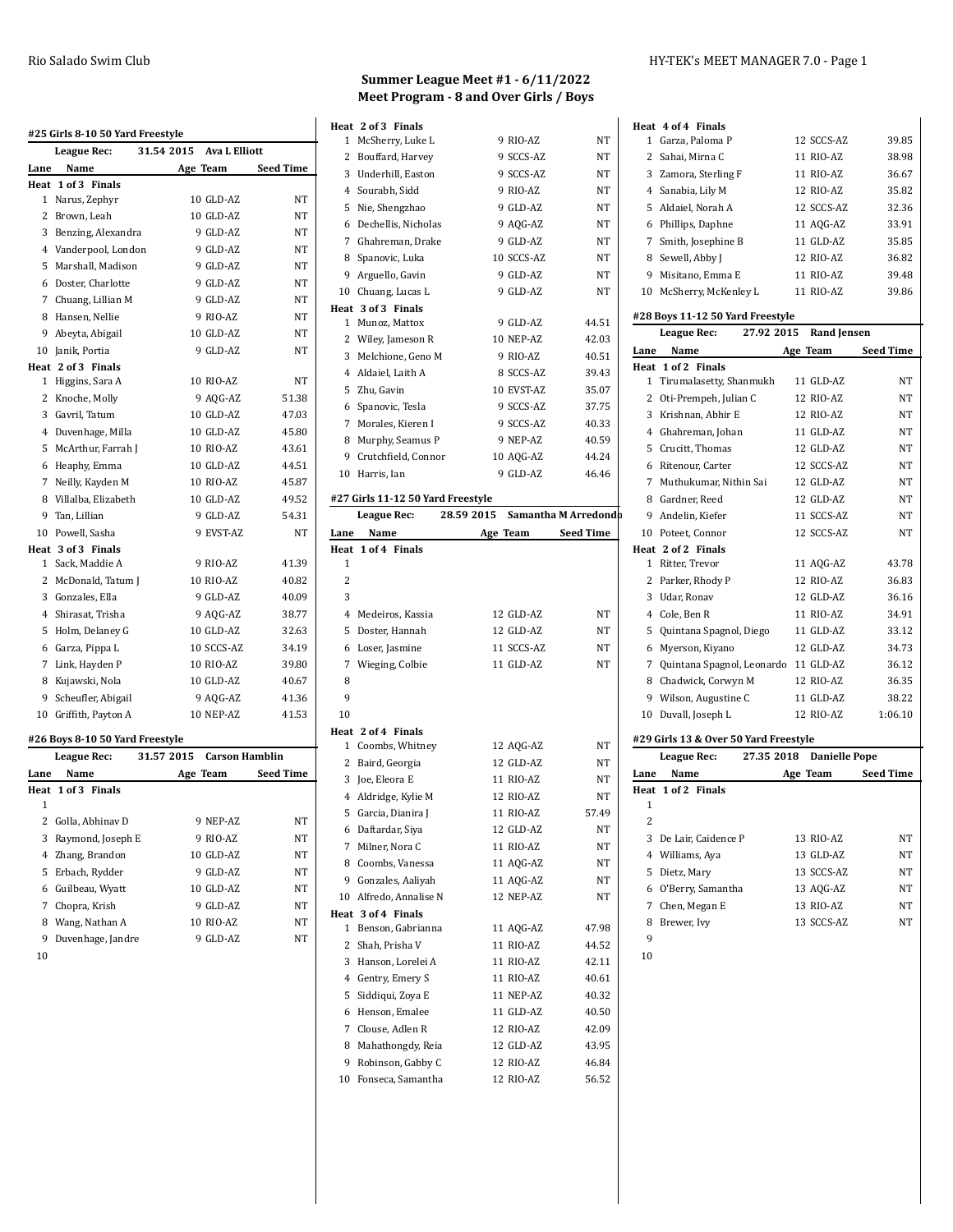# Summer League Meet #1 - 6/11/2022
## Meet Program - 8 and Over Girls / Boys

### #25 Girls 8-10 50 Yard Freestyle

League Rec: 31.54 2015 Ava L Elliott

| Lane | Name | Age | Team | Seed Time |
|---|---|---|---|---|
| **Heat 1 of 3 Finals** | | | | |
| 1 | Narus, Zephyr | 10 | GLD-AZ | NT |
| 2 | Brown, Leah | 10 | GLD-AZ | NT |
| 3 | Benzing, Alexandra | 9 | GLD-AZ | NT |
| 4 | Vanderpool, London | 9 | GLD-AZ | NT |
| 5 | Marshall, Madison | 9 | GLD-AZ | NT |
| 6 | Doster, Charlotte | 9 | GLD-AZ | NT |
| 7 | Chuang, Lillian M | 9 | GLD-AZ | NT |
| 8 | Hansen, Nellie | 9 | RIO-AZ | NT |
| 9 | Abeyta, Abigail | 10 | GLD-AZ | NT |
| 10 | Janik, Portia | 9 | GLD-AZ | NT |
| **Heat 2 of 3 Finals** | | | | |
| 1 | Higgins, Sara A | 10 | RIO-AZ | NT |
| 2 | Knoche, Molly | 9 | AQG-AZ | 51.38 |
| 3 | Gavril, Tatum | 10 | GLD-AZ | 47.03 |
| 4 | Duvenhage, Milla | 10 | GLD-AZ | 45.80 |
| 5 | McArthur, Farrah J | 10 | RIO-AZ | 43.61 |
| 6 | Heaphy, Emma | 10 | GLD-AZ | 44.51 |
| 7 | Neilly, Kayden M | 10 | RIO-AZ | 45.87 |
| 8 | Villalba, Elizabeth | 10 | GLD-AZ | 49.52 |
| 9 | Tan, Lillian | 9 | GLD-AZ | 54.31 |
| 10 | Powell, Sasha | 9 | EVST-AZ | NT |
| **Heat 3 of 3 Finals** | | | | |
| 1 | Sack, Maddie A | 9 | RIO-AZ | 41.39 |
| 2 | McDonald, Tatum J | 10 | RIO-AZ | 40.82 |
| 3 | Gonzales, Ella | 9 | GLD-AZ | 40.09 |
| 4 | Shirasat, Trisha | 9 | AQG-AZ | 38.77 |
| 5 | Holm, Delaney G | 10 | GLD-AZ | 32.63 |
| 6 | Garza, Pippa L | 10 | SCCS-AZ | 34.19 |
| 7 | Link, Hayden P | 10 | RIO-AZ | 39.80 |
| 8 | Kujawski, Nola | 10 | GLD-AZ | 40.67 |
| 9 | Scheufler, Abigail | 9 | AQG-AZ | 41.36 |
| 10 | Griffith, Payton A | 10 | NEP-AZ | 41.53 |

### #26 Boys 8-10 50 Yard Freestyle

League Rec: 31.57 2015 Carson Hamblin

| Lane | Name | Age | Team | Seed Time |
|---|---|---|---|---|
| **Heat 1 of 3 Finals** | | | | |
| 1 | | | | |
| 2 | Golla, Abhinav D | 9 | NEP-AZ | NT |
| 3 | Raymond, Joseph E | 9 | RIO-AZ | NT |
| 4 | Zhang, Brandon | 10 | GLD-AZ | NT |
| 5 | Erbach, Rydder | 9 | GLD-AZ | NT |
| 6 | Guilbeau, Wyatt | 10 | GLD-AZ | NT |
| 7 | Chopra, Krish | 9 | GLD-AZ | NT |
| 8 | Wang, Nathan A | 10 | RIO-AZ | NT |
| 9 | Duvenhage, Jandre | 9 | GLD-AZ | NT |
| 10 | | | | |
| **Heat 2 of 3 Finals** | | | | |
| 1 | McSherry, Luke L | 9 | RIO-AZ | NT |
| 2 | Bouffard, Harvey | 9 | SCCS-AZ | NT |
| 3 | Underhill, Easton | 9 | SCCS-AZ | NT |
| 4 | Sourabh, Sidd | 9 | RIO-AZ | NT |
| 5 | Nie, Shengzhao | 9 | GLD-AZ | NT |
| 6 | Dechellis, Nicholas | 9 | AQG-AZ | NT |
| 7 | Ghahreman, Drake | 9 | GLD-AZ | NT |
| 8 | Spanovic, Luka | 10 | SCCS-AZ | NT |
| 9 | Arguello, Gavin | 9 | GLD-AZ | NT |
| 10 | Chuang, Lucas L | 9 | GLD-AZ | NT |
| **Heat 3 of 3 Finals** | | | | |
| 1 | Munoz, Mattox | 9 | GLD-AZ | 44.51 |
| 2 | Wiley, Jameson R | 10 | NEP-AZ | 42.03 |
| 3 | Melchione, Geno M | 9 | RIO-AZ | 40.51 |
| 4 | Aldaiel, Laith A | 8 | SCCS-AZ | 39.43 |
| 5 | Zhu, Gavin | 10 | EVST-AZ | 35.07 |
| 6 | Spanovic, Tesla | 9 | SCCS-AZ | 37.75 |
| 7 | Morales, Kieren I | 9 | SCCS-AZ | 40.33 |
| 8 | Murphy, Seamus P | 9 | NEP-AZ | 40.59 |
| 9 | Crutchfield, Connor | 10 | AQG-AZ | 44.24 |
| 10 | Harris, Ian | 9 | GLD-AZ | 46.46 |

### #27 Girls 11-12 50 Yard Freestyle

League Rec: 28.59 2015 Samantha M Arredondo

| Lane | Name | Age | Team | Seed Time |
|---|---|---|---|---|
| **Heat 1 of 4 Finals** | | | | |
| 1 | | | | |
| 2 | | | | |
| 3 | | | | |
| 4 | Medeiros, Kassia | 12 | GLD-AZ | NT |
| 5 | Doster, Hannah | 12 | GLD-AZ | NT |
| 6 | Loser, Jasmine | 11 | SCCS-AZ | NT |
| 7 | Wieging, Colbie | 11 | GLD-AZ | NT |
| 8 | | | | |
| 9 | | | | |
| 10 | | | | |
| **Heat 2 of 4 Finals** | | | | |
| 1 | Coombs, Whitney | 12 | AQG-AZ | NT |
| 2 | Baird, Georgia | 12 | GLD-AZ | NT |
| 3 | Joe, Eleora E | 11 | RIO-AZ | NT |
| 4 | Aldridge, Kylie M | 12 | RIO-AZ | NT |
| 5 | Garcia, Dianira J | 11 | RIO-AZ | 57.49 |
| 6 | Daftardar, Siya | 12 | GLD-AZ | NT |
| 7 | Milner, Nora C | 11 | RIO-AZ | NT |
| 8 | Coombs, Vanessa | 11 | AQG-AZ | NT |
| 9 | Gonzales, Aaliyah | 11 | AQG-AZ | NT |
| 10 | Alfredo, Annalise N | 12 | NEP-AZ | NT |
| **Heat 3 of 4 Finals** | | | | |
| 1 | Benson, Gabrianna | 11 | AQG-AZ | 47.98 |
| 2 | Shah, Prisha V | 11 | RIO-AZ | 44.52 |
| 3 | Hanson, Lorelei A | 11 | RIO-AZ | 42.11 |
| 4 | Gentry, Emery S | 11 | RIO-AZ | 40.61 |
| 5 | Siddiqui, Zoya E | 11 | NEP-AZ | 40.32 |
| 6 | Henson, Emalee | 11 | GLD-AZ | 40.50 |
| 7 | Clouse, Adlen R | 12 | RIO-AZ | 42.09 |
| 8 | Mahathongdy, Reia | 12 | GLD-AZ | 43.95 |
| 9 | Robinson, Gabby C | 12 | RIO-AZ | 46.84 |
| 10 | Fonseca, Samantha | 12 | RIO-AZ | 56.52 |
| **Heat 4 of 4 Finals** | | | | |
| 1 | Garza, Paloma P | 12 | SCCS-AZ | 39.85 |
| 2 | Sahai, Mirna C | 11 | RIO-AZ | 38.98 |
| 3 | Zamora, Sterling F | 11 | RIO-AZ | 36.67 |
| 4 | Sanabia, Lily M | 12 | RIO-AZ | 35.82 |
| 5 | Aldaiel, Norah A | 12 | SCCS-AZ | 32.36 |
| 6 | Phillips, Daphne | 11 | AQG-AZ | 33.91 |
| 7 | Smith, Josephine B | 11 | GLD-AZ | 35.85 |
| 8 | Sewell, Abby J | 12 | RIO-AZ | 36.82 |
| 9 | Misitano, Emma E | 11 | RIO-AZ | 39.48 |
| 10 | McSherry, McKenley L | 11 | RIO-AZ | 39.86 |

### #28 Boys 11-12 50 Yard Freestyle

League Rec: 27.92 2015 Rand Jensen

| Lane | Name | Age | Team | Seed Time |
|---|---|---|---|---|
| **Heat 1 of 2 Finals** | | | | |
| 1 | Tirumalasetty, Shanmukh | 11 | GLD-AZ | NT |
| 2 | Oti-Prempeh, Julian C | 12 | RIO-AZ | NT |
| 3 | Krishnan, Abhir E | 12 | RIO-AZ | NT |
| 4 | Ghahreman, Johan | 11 | GLD-AZ | NT |
| 5 | Crucitt, Thomas | 12 | GLD-AZ | NT |
| 6 | Ritenour, Carter | 12 | SCCS-AZ | NT |
| 7 | Muthukumar, Nithin Sai | 12 | GLD-AZ | NT |
| 8 | Gardner, Reed | 12 | GLD-AZ | NT |
| 9 | Andelin, Kiefer | 11 | SCCS-AZ | NT |
| 10 | Poteet, Connor | 12 | SCCS-AZ | NT |
| **Heat 2 of 2 Finals** | | | | |
| 1 | Ritter, Trevor | 11 | AQG-AZ | 43.78 |
| 2 | Parker, Rhody P | 12 | RIO-AZ | 36.83 |
| 3 | Udar, Ronav | 12 | GLD-AZ | 36.16 |
| 4 | Cole, Ben R | 11 | RIO-AZ | 34.91 |
| 5 | Quintana Spagnol, Diego | 11 | GLD-AZ | 33.12 |
| 6 | Myerson, Kiyano | 12 | GLD-AZ | 34.73 |
| 7 | Quintana Spagnol, Leonardo | 11 | GLD-AZ | 36.12 |
| 8 | Chadwick, Corwyn M | 12 | RIO-AZ | 36.35 |
| 9 | Wilson, Augustine C | 11 | GLD-AZ | 38.22 |
| 10 | Duvall, Joseph L | 12 | RIO-AZ | 1:06.10 |

### #29 Girls 13 & Over 50 Yard Freestyle

League Rec: 27.35 2018 Danielle Pope

| Lane | Name | Age | Team | Seed Time |
|---|---|---|---|---|
| **Heat 1 of 2 Finals** | | | | |
| 1 | | | | |
| 2 | | | | |
| 3 | De Lair, Caidence P | 13 | RIO-AZ | NT |
| 4 | Williams, Aya | 13 | GLD-AZ | NT |
| 5 | Dietz, Mary | 13 | SCCS-AZ | NT |
| 6 | O'Berry, Samantha | 13 | AQG-AZ | NT |
| 7 | Chen, Megan E | 13 | RIO-AZ | NT |
| 8 | Brewer, Ivy | 13 | SCCS-AZ | NT |
| 9 | | | | |
| 10 | | | | |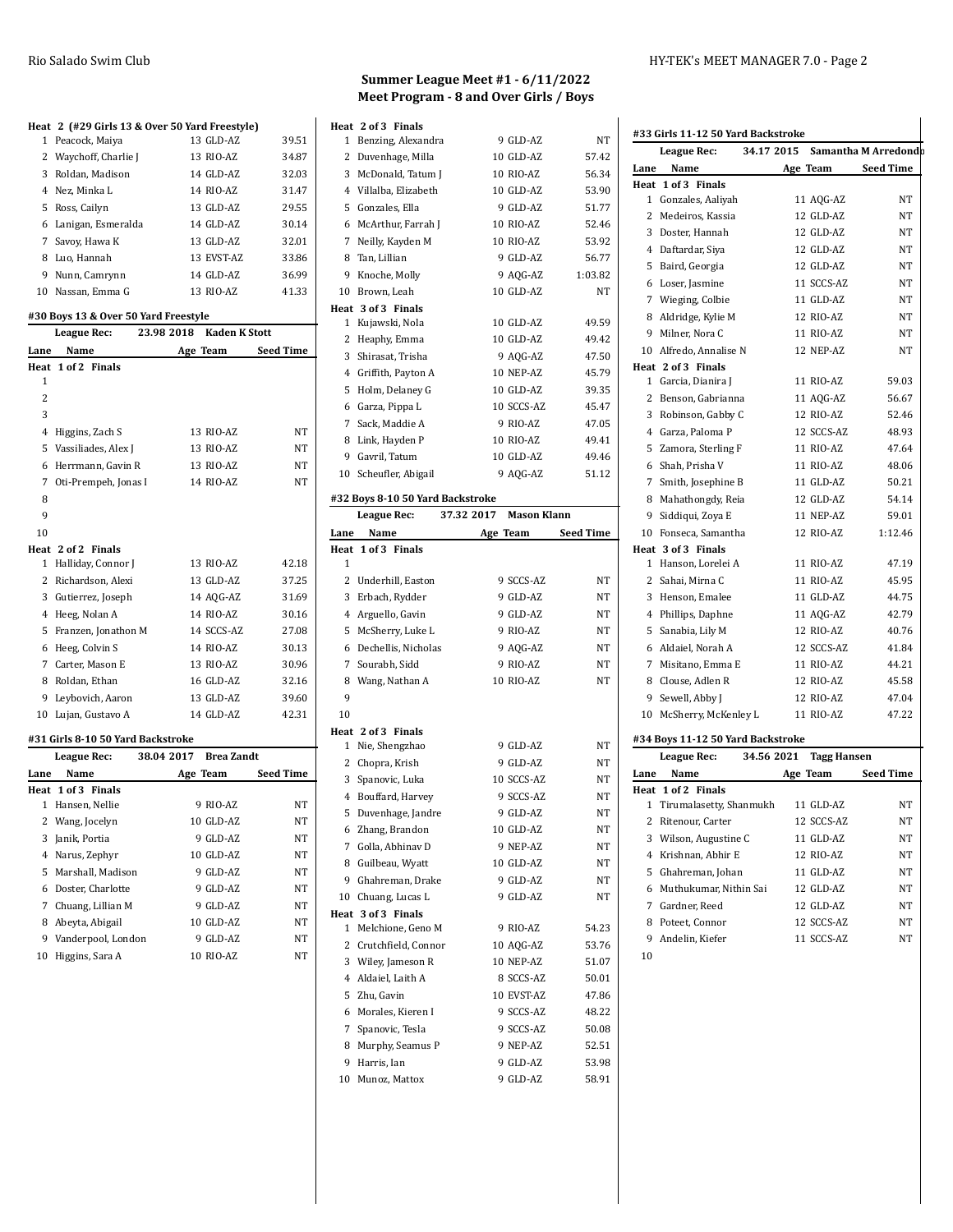## Summer League Meet #1 - 6/11/2022
## Meet Program - 8 and Over Girls / Boys

**Heat 2 (#29 Girls 13 & Over 50 Yard Freestyle)**

| Lane | Name | Age | Team | Seed Time |
|---|---|---|---|---|
| 1 | Peacock, Maiya | 13 | GLD-AZ | 39.51 |
| 2 | Waychoff, Charlie J | 13 | RIO-AZ | 34.87 |
| 3 | Roldan, Madison | 14 | GLD-AZ | 32.03 |
| 4 | Nez, Minka L | 14 | RIO-AZ | 31.47 |
| 5 | Ross, Cailyn | 13 | GLD-AZ | 29.55 |
| 6 | Lanigan, Esmeralda | 14 | GLD-AZ | 30.14 |
| 7 | Savoy, Hawa K | 13 | GLD-AZ | 32.01 |
| 8 | Luo, Hannah | 13 | EVST-AZ | 33.86 |
| 9 | Nunn, Camrynn | 14 | GLD-AZ | 36.99 |
| 10 | Nassan, Emma G | 13 | RIO-AZ | 41.33 |

### #30 Boys 13 & Over 50 Yard Freestyle

League Rec: 23.98 2018 Kaden K Stott

| Lane | Name | Age | Team | Seed Time |
|---|---|---|---|---|
| **Heat 1 of 2 Finals** | | | | |
| 1 | | | | |
| 2 | | | | |
| 3 | | | | |
| 4 | Higgins, Zach S | 13 | RIO-AZ | NT |
| 5 | Vassiliades, Alex J | 13 | RIO-AZ | NT |
| 6 | Herrmann, Gavin R | 13 | RIO-AZ | NT |
| 7 | Oti-Prempeh, Jonas I | 14 | RIO-AZ | NT |
| 8 | | | | |
| 9 | | | | |
| 10 | | | | |
| **Heat 2 of 2 Finals** | | | | |
| 1 | Halliday, Connor J | 13 | RIO-AZ | 42.18 |
| 2 | Richardson, Alexi | 13 | GLD-AZ | 37.25 |
| 3 | Gutierrez, Joseph | 14 | AQG-AZ | 31.69 |
| 4 | Heeg, Nolan A | 14 | RIO-AZ | 30.16 |
| 5 | Franzen, Jonathon M | 14 | SCCS-AZ | 27.08 |
| 6 | Heeg, Colvin S | 14 | RIO-AZ | 30.13 |
| 7 | Carter, Mason E | 13 | RIO-AZ | 30.96 |
| 8 | Roldan, Ethan | 16 | GLD-AZ | 32.16 |
| 9 | Leybovich, Aaron | 13 | GLD-AZ | 39.60 |
| 10 | Lujan, Gustavo A | 14 | GLD-AZ | 42.31 |

### #31 Girls 8-10 50 Yard Backstroke

League Rec: 38.04 2017 Brea Zandt

| Lane | Name | Age | Team | Seed Time |
|---|---|---|---|---|
| **Heat 1 of 3 Finals** | | | | |
| 1 | Hansen, Nellie | 9 | RIO-AZ | NT |
| 2 | Wang, Jocelyn | 10 | GLD-AZ | NT |
| 3 | Janik, Portia | 9 | GLD-AZ | NT |
| 4 | Narus, Zephyr | 10 | GLD-AZ | NT |
| 5 | Marshall, Madison | 9 | GLD-AZ | NT |
| 6 | Doster, Charlotte | 9 | GLD-AZ | NT |
| 7 | Chuang, Lillian M | 9 | GLD-AZ | NT |
| 8 | Abeyta, Abigail | 10 | GLD-AZ | NT |
| 9 | Vanderpool, London | 9 | GLD-AZ | NT |
| 10 | Higgins, Sara A | 10 | RIO-AZ | NT |
| **Heat 2 of 3 Finals** | | | | |
| 1 | Benzing, Alexandra | 9 | GLD-AZ | NT |
| 2 | Duvenhage, Milla | 10 | GLD-AZ | 57.42 |
| 3 | McDonald, Tatum J | 10 | RIO-AZ | 56.34 |
| 4 | Villalba, Elizabeth | 10 | GLD-AZ | 53.90 |
| 5 | Gonzales, Ella | 9 | GLD-AZ | 51.77 |
| 6 | McArthur, Farrah J | 10 | RIO-AZ | 52.46 |
| 7 | Neilly, Kayden M | 10 | RIO-AZ | 53.92 |
| 8 | Tan, Lillian | 9 | GLD-AZ | 56.77 |
| 9 | Knoche, Molly | 9 | AQG-AZ | 1:03.82 |
| 10 | Brown, Leah | 10 | GLD-AZ | NT |
| **Heat 3 of 3 Finals** | | | | |
| 1 | Kujawski, Nola | 10 | GLD-AZ | 49.59 |
| 2 | Heaphy, Emma | 10 | GLD-AZ | 49.42 |
| 3 | Shirasat, Trisha | 9 | AQG-AZ | 47.50 |
| 4 | Griffith, Payton A | 10 | NEP-AZ | 45.79 |
| 5 | Holm, Delaney G | 10 | GLD-AZ | 39.35 |
| 6 | Garza, Pippa L | 10 | SCCS-AZ | 45.47 |
| 7 | Sack, Maddie A | 9 | RIO-AZ | 47.05 |
| 8 | Link, Hayden P | 10 | RIO-AZ | 49.41 |
| 9 | Gavril, Tatum | 10 | GLD-AZ | 49.46 |
| 10 | Scheufler, Abigail | 9 | AQG-AZ | 51.12 |

### #32 Boys 8-10 50 Yard Backstroke

League Rec: 37.32 2017 Mason Klann

| Lane | Name | Age | Team | Seed Time |
|---|---|---|---|---|
| **Heat 1 of 3 Finals** | | | | |
| 1 | | | | |
| 2 | Underhill, Easton | 9 | SCCS-AZ | NT |
| 3 | Erbach, Rydder | 9 | GLD-AZ | NT |
| 4 | Arguello, Gavin | 9 | GLD-AZ | NT |
| 5 | McSherry, Luke L | 9 | RIO-AZ | NT |
| 6 | Dechellis, Nicholas | 9 | AQG-AZ | NT |
| 7 | Sourabh, Sidd | 9 | RIO-AZ | NT |
| 8 | Wang, Nathan A | 10 | RIO-AZ | NT |
| 9 | | | | |
| 10 | | | | |
| **Heat 2 of 3 Finals** | | | | |
| 1 | Nie, Shengzhao | 9 | GLD-AZ | NT |
| 2 | Chopra, Krish | 9 | GLD-AZ | NT |
| 3 | Spanovic, Luka | 10 | SCCS-AZ | NT |
| 4 | Bouffard, Harvey | 9 | SCCS-AZ | NT |
| 5 | Duvenhage, Jandre | 9 | GLD-AZ | NT |
| 6 | Zhang, Brandon | 10 | GLD-AZ | NT |
| 7 | Golla, Abhinav D | 9 | NEP-AZ | NT |
| 8 | Guilbeau, Wyatt | 10 | GLD-AZ | NT |
| 9 | Ghahreman, Drake | 9 | GLD-AZ | NT |
| 10 | Chuang, Lucas L | 9 | GLD-AZ | NT |
| **Heat 3 of 3 Finals** | | | | |
| 1 | Melchione, Geno M | 9 | RIO-AZ | 54.23 |
| 2 | Crutchfield, Connor | 10 | AQG-AZ | 53.76 |
| 3 | Wiley, Jameson R | 10 | NEP-AZ | 51.07 |
| 4 | Aldaiel, Laith A | 8 | SCCS-AZ | 50.01 |
| 5 | Zhu, Gavin | 10 | EVST-AZ | 47.86 |
| 6 | Morales, Kieren I | 9 | SCCS-AZ | 48.22 |
| 7 | Spanovic, Tesla | 9 | SCCS-AZ | 50.08 |
| 8 | Murphy, Seamus P | 9 | NEP-AZ | 52.51 |
| 9 | Harris, Ian | 9 | GLD-AZ | 53.98 |
| 10 | Munoz, Mattox | 9 | GLD-AZ | 58.91 |

### #33 Girls 11-12 50 Yard Backstroke

League Rec: 34.17 2015 Samantha M Arredondo

| Lane | Name | Age | Team | Seed Time |
|---|---|---|---|---|
| **Heat 1 of 3 Finals** | | | | |
| 1 | Gonzales, Aaliyah | 11 | AQG-AZ | NT |
| 2 | Medeiros, Kassia | 12 | GLD-AZ | NT |
| 3 | Doster, Hannah | 12 | GLD-AZ | NT |
| 4 | Daftardar, Siya | 12 | GLD-AZ | NT |
| 5 | Baird, Georgia | 12 | GLD-AZ | NT |
| 6 | Loser, Jasmine | 11 | SCCS-AZ | NT |
| 7 | Wieging, Colbie | 11 | GLD-AZ | NT |
| 8 | Aldridge, Kylie M | 12 | RIO-AZ | NT |
| 9 | Milner, Nora C | 11 | RIO-AZ | NT |
| 10 | Alfredo, Annalise N | 12 | NEP-AZ | NT |
| **Heat 2 of 3 Finals** | | | | |
| 1 | Garcia, Dianira J | 11 | RIO-AZ | 59.03 |
| 2 | Benson, Gabrianna | 11 | AQG-AZ | 56.67 |
| 3 | Robinson, Gabby C | 12 | RIO-AZ | 52.46 |
| 4 | Garza, Paloma P | 12 | SCCS-AZ | 48.93 |
| 5 | Zamora, Sterling F | 11 | RIO-AZ | 47.64 |
| 6 | Shah, Prisha V | 11 | RIO-AZ | 48.06 |
| 7 | Smith, Josephine B | 11 | GLD-AZ | 50.21 |
| 8 | Mahathongdy, Reia | 12 | GLD-AZ | 54.14 |
| 9 | Siddiqui, Zoya E | 11 | NEP-AZ | 59.01 |
| 10 | Fonseca, Samantha | 12 | RIO-AZ | 1:12.46 |
| **Heat 3 of 3 Finals** | | | | |
| 1 | Hanson, Lorelei A | 11 | RIO-AZ | 47.19 |
| 2 | Sahai, Mirna C | 11 | RIO-AZ | 45.95 |
| 3 | Henson, Emalee | 11 | GLD-AZ | 44.75 |
| 4 | Phillips, Daphne | 11 | AQG-AZ | 42.79 |
| 5 | Sanabia, Lily M | 12 | RIO-AZ | 40.76 |
| 6 | Aldaiel, Norah A | 12 | SCCS-AZ | 41.84 |
| 7 | Misitano, Emma E | 11 | RIO-AZ | 44.21 |
| 8 | Clouse, Adlen R | 12 | RIO-AZ | 45.58 |
| 9 | Sewell, Abby J | 12 | RIO-AZ | 47.04 |
| 10 | McSherry, McKenley L | 11 | RIO-AZ | 47.22 |

### #34 Boys 11-12 50 Yard Backstroke

League Rec: 34.56 2021 Tagg Hansen

| Lane | Name | Age | Team | Seed Time |
|---|---|---|---|---|
| **Heat 1 of 2 Finals** | | | | |
| 1 | Tirumalasetty, Shanmukh | 11 | GLD-AZ | NT |
| 2 | Ritenour, Carter | 12 | SCCS-AZ | NT |
| 3 | Wilson, Augustine C | 11 | GLD-AZ | NT |
| 4 | Krishnan, Abhir E | 12 | RIO-AZ | NT |
| 5 | Ghahreman, Johan | 11 | GLD-AZ | NT |
| 6 | Muthukumar, Nithin Sai | 12 | GLD-AZ | NT |
| 7 | Gardner, Reed | 12 | GLD-AZ | NT |
| 8 | Poteet, Connor | 12 | SCCS-AZ | NT |
| 9 | Andelin, Kiefer | 11 | SCCS-AZ | NT |
| 10 | | | | |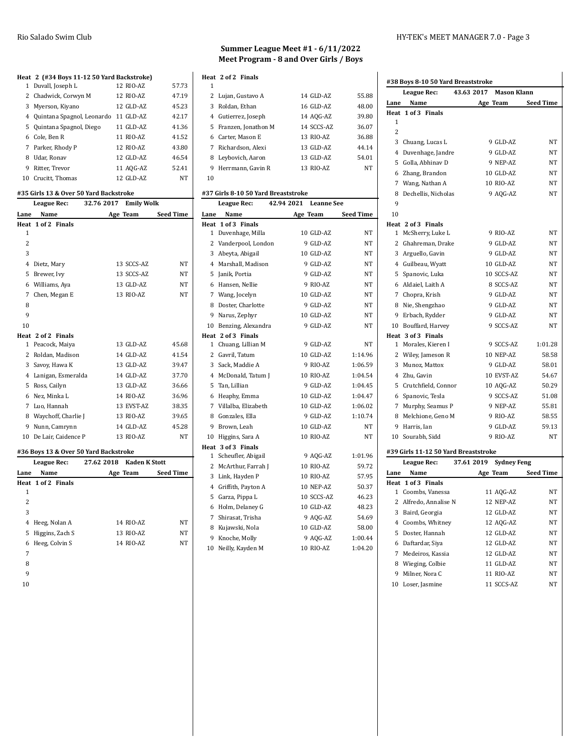## Summer League Meet #1 - 6/11/2022
## Meet Program - 8 and Over Girls / Boys

**Heat 2 (#34 Boys 11-12 50 Yard Backstroke)**

| Lane | Name | Age | Team | Seed Time |
|---|---|---|---|---|
| 1 | Duvall, Joseph L | 12 | RIO-AZ | 57.73 |
| 2 | Chadwick, Corwyn M | 12 | RIO-AZ | 47.19 |
| 3 | Myerson, Kiyano | 12 | GLD-AZ | 45.23 |
| 4 | Quintana Spagnol, Leonardo | 11 | GLD-AZ | 42.17 |
| 5 | Quintana Spagnol, Diego | 11 | GLD-AZ | 41.36 |
| 6 | Cole, Ben R | 11 | RIO-AZ | 41.52 |
| 7 | Parker, Rhody P | 12 | RIO-AZ | 43.80 |
| 8 | Udar, Ronav | 12 | GLD-AZ | 46.54 |
| 9 | Ritter, Trevor | 11 | AQG-AZ | 52.41 |
| 10 | Crucitt, Thomas | 12 | GLD-AZ | NT |

### #35 Girls 13 & Over 50 Yard Backstroke

League Rec: 32.76 2017 Emily Wolk

| Lane | Name | Age | Team | Seed Time |
|---|---|---|---|---|
| **Heat 1 of 2 Finals** | | | | |
| 1 | | | | |
| 2 | | | | |
| 3 | | | | |
| 4 | Dietz, Mary | 13 | SCCS-AZ | NT |
| 5 | Brewer, Ivy | 13 | SCCS-AZ | NT |
| 6 | Williams, Aya | 13 | GLD-AZ | NT |
| 7 | Chen, Megan E | 13 | RIO-AZ | NT |
| 8 | | | | |
| 9 | | | | |
| 10 | | | | |
| **Heat 2 of 2 Finals** | | | | |
| 1 | Peacock, Maiya | 13 | GLD-AZ | 45.68 |
| 2 | Roldan, Madison | 14 | GLD-AZ | 41.54 |
| 3 | Savoy, Hawa K | 13 | GLD-AZ | 39.47 |
| 4 | Lanigan, Esmeralda | 14 | GLD-AZ | 37.70 |
| 5 | Ross, Cailyn | 13 | GLD-AZ | 36.66 |
| 6 | Nez, Minka L | 14 | RIO-AZ | 36.96 |
| 7 | Luo, Hannah | 13 | EVST-AZ | 38.35 |
| 8 | Waychoff, Charlie J | 13 | RIO-AZ | 39.65 |
| 9 | Nunn, Camrynn | 14 | GLD-AZ | 45.28 |
| 10 | De Lair, Caidence P | 13 | RIO-AZ | NT |

### #36 Boys 13 & Over 50 Yard Backstroke

League Rec: 27.62 2018 Kaden K Stott

| Lane | Name | Age | Team | Seed Time |
|---|---|---|---|---|
| **Heat 1 of 2 Finals** | | | | |
| 1 | | | | |
| 2 | | | | |
| 3 | | | | |
| 4 | Heeg, Nolan A | 14 | RIO-AZ | NT |
| 5 | Higgins, Zach S | 13 | RIO-AZ | NT |
| 6 | Heeg, Colvin S | 14 | RIO-AZ | NT |
| 7 | | | | |
| 8 | | | | |
| 9 | | | | |
| 10 | | | | |
| **Heat 2 of 2 Finals** | | | | |
| 1 | | | | |
| 2 | Lujan, Gustavo A | 14 | GLD-AZ | 55.88 |
| 3 | Roldan, Ethan | 16 | GLD-AZ | 48.00 |
| 4 | Gutierrez, Joseph | 14 | AQG-AZ | 39.80 |
| 5 | Franzen, Jonathon M | 14 | SCCS-AZ | 36.07 |
| 6 | Carter, Mason E | 13 | RIO-AZ | 36.88 |
| 7 | Richardson, Alexi | 13 | GLD-AZ | 44.14 |
| 8 | Leybovich, Aaron | 13 | GLD-AZ | 54.01 |
| 9 | Herrmann, Gavin R | 13 | RIO-AZ | NT |
| 10 | | | | |

### #37 Girls 8-10 50 Yard Breaststroke

League Rec: 42.94 2021 Leanne See

| Lane | Name | Age | Team | Seed Time |
|---|---|---|---|---|
| **Heat 1 of 3 Finals** | | | | |
| 1 | Duvenhage, Milla | 10 | GLD-AZ | NT |
| 2 | Vanderpool, London | 9 | GLD-AZ | NT |
| 3 | Abeyta, Abigail | 10 | GLD-AZ | NT |
| 4 | Marshall, Madison | 9 | GLD-AZ | NT |
| 5 | Janik, Portia | 9 | GLD-AZ | NT |
| 6 | Hansen, Nellie | 9 | RIO-AZ | NT |
| 7 | Wang, Jocelyn | 10 | GLD-AZ | NT |
| 8 | Doster, Charlotte | 9 | GLD-AZ | NT |
| 9 | Narus, Zephyr | 10 | GLD-AZ | NT |
| 10 | Benzing, Alexandra | 9 | GLD-AZ | NT |
| **Heat 2 of 3 Finals** | | | | |
| 1 | Chuang, Lillian M | 9 | GLD-AZ | NT |
| 2 | Gavril, Tatum | 10 | GLD-AZ | 1:14.96 |
| 3 | Sack, Maddie A | 9 | RIO-AZ | 1:06.59 |
| 4 | McDonald, Tatum J | 10 | RIO-AZ | 1:04.54 |
| 5 | Tan, Lillian | 9 | GLD-AZ | 1:04.45 |
| 6 | Heaphy, Emma | 10 | GLD-AZ | 1:04.47 |
| 7 | Villalba, Elizabeth | 10 | GLD-AZ | 1:06.02 |
| 8 | Gonzales, Ella | 9 | GLD-AZ | 1:10.74 |
| 9 | Brown, Leah | 10 | GLD-AZ | NT |
| 10 | Higgins, Sara A | 10 | RIO-AZ | NT |
| **Heat 3 of 3 Finals** | | | | |
| 1 | Scheufler, Abigail | 9 | AQG-AZ | 1:01.96 |
| 2 | McArthur, Farrah J | 10 | RIO-AZ | 59.72 |
| 3 | Link, Hayden P | 10 | RIO-AZ | 57.95 |
| 4 | Griffith, Payton A | 10 | NEP-AZ | 50.37 |
| 5 | Garza, Pippa L | 10 | SCCS-AZ | 46.23 |
| 6 | Holm, Delaney G | 10 | GLD-AZ | 48.23 |
| 7 | Shirasat, Trisha | 9 | AQG-AZ | 54.69 |
| 8 | Kujawski, Nola | 10 | GLD-AZ | 58.00 |
| 9 | Knoche, Molly | 9 | AQG-AZ | 1:00.44 |
| 10 | Neilly, Kayden M | 10 | RIO-AZ | 1:04.20 |

### #38 Boys 8-10 50 Yard Breaststroke

League Rec: 43.63 2017 Mason Klann

| Lane | Name | Age | Team | Seed Time |
|---|---|---|---|---|
| **Heat 1 of 3 Finals** | | | | |
| 1 | | | | |
| 2 | | | | |
| 3 | Chuang, Lucas L | 9 | GLD-AZ | NT |
| 4 | Duvenhage, Jandre | 9 | GLD-AZ | NT |
| 5 | Golla, Abhinav D | 9 | NEP-AZ | NT |
| 6 | Zhang, Brandon | 10 | GLD-AZ | NT |
| 7 | Wang, Nathan A | 10 | RIO-AZ | NT |
| 8 | Dechellis, Nicholas | 9 | AQG-AZ | NT |
| 9 | | | | |
| 10 | | | | |
| **Heat 2 of 3 Finals** | | | | |
| 1 | McSherry, Luke L | 9 | RIO-AZ | NT |
| 2 | Ghahreman, Drake | 9 | GLD-AZ | NT |
| 3 | Arguello, Gavin | 9 | GLD-AZ | NT |
| 4 | Guilbeau, Wyatt | 10 | GLD-AZ | NT |
| 5 | Spanovic, Luka | 10 | SCCS-AZ | NT |
| 6 | Aldaiel, Laith A | 8 | SCCS-AZ | NT |
| 7 | Chopra, Krish | 9 | GLD-AZ | NT |
| 8 | Nie, Shengzhao | 9 | GLD-AZ | NT |
| 9 | Erbach, Rydder | 9 | GLD-AZ | NT |
| 10 | Bouffard, Harvey | 9 | SCCS-AZ | NT |
| **Heat 3 of 3 Finals** | | | | |
| 1 | Morales, Kieren I | 9 | SCCS-AZ | 1:01.28 |
| 2 | Wiley, Jameson R | 10 | NEP-AZ | 58.58 |
| 3 | Munoz, Mattox | 9 | GLD-AZ | 58.01 |
| 4 | Zhu, Gavin | 10 | EVST-AZ | 54.67 |
| 5 | Crutchfield, Connor | 10 | AQG-AZ | 50.29 |
| 6 | Spanovic, Tesla | 9 | SCCS-AZ | 51.08 |
| 7 | Murphy, Seamus P | 9 | NEP-AZ | 55.81 |
| 8 | Melchione, Geno M | 9 | RIO-AZ | 58.55 |
| 9 | Harris, Ian | 9 | GLD-AZ | 59.13 |
| 10 | Sourabh, Sidd | 9 | RIO-AZ | NT |

### #39 Girls 11-12 50 Yard Breaststroke

League Rec: 37.61 2019 Sydney Feng

| Lane | Name | Age | Team | Seed Time |
|---|---|---|---|---|
| **Heat 1 of 3 Finals** | | | | |
| 1 | Coombs, Vanessa | 11 | AQG-AZ | NT |
| 2 | Alfredo, Annalise N | 12 | NEP-AZ | NT |
| 3 | Baird, Georgia | 12 | GLD-AZ | NT |
| 4 | Coombs, Whitney | 12 | AQG-AZ | NT |
| 5 | Doster, Hannah | 12 | GLD-AZ | NT |
| 6 | Daftardar, Siya | 12 | GLD-AZ | NT |
| 7 | Medeiros, Kassia | 12 | GLD-AZ | NT |
| 8 | Wieging, Colbie | 11 | GLD-AZ | NT |
| 9 | Milner, Nora C | 11 | RIO-AZ | NT |
| 10 | Loser, Jasmine | 11 | SCCS-AZ | NT |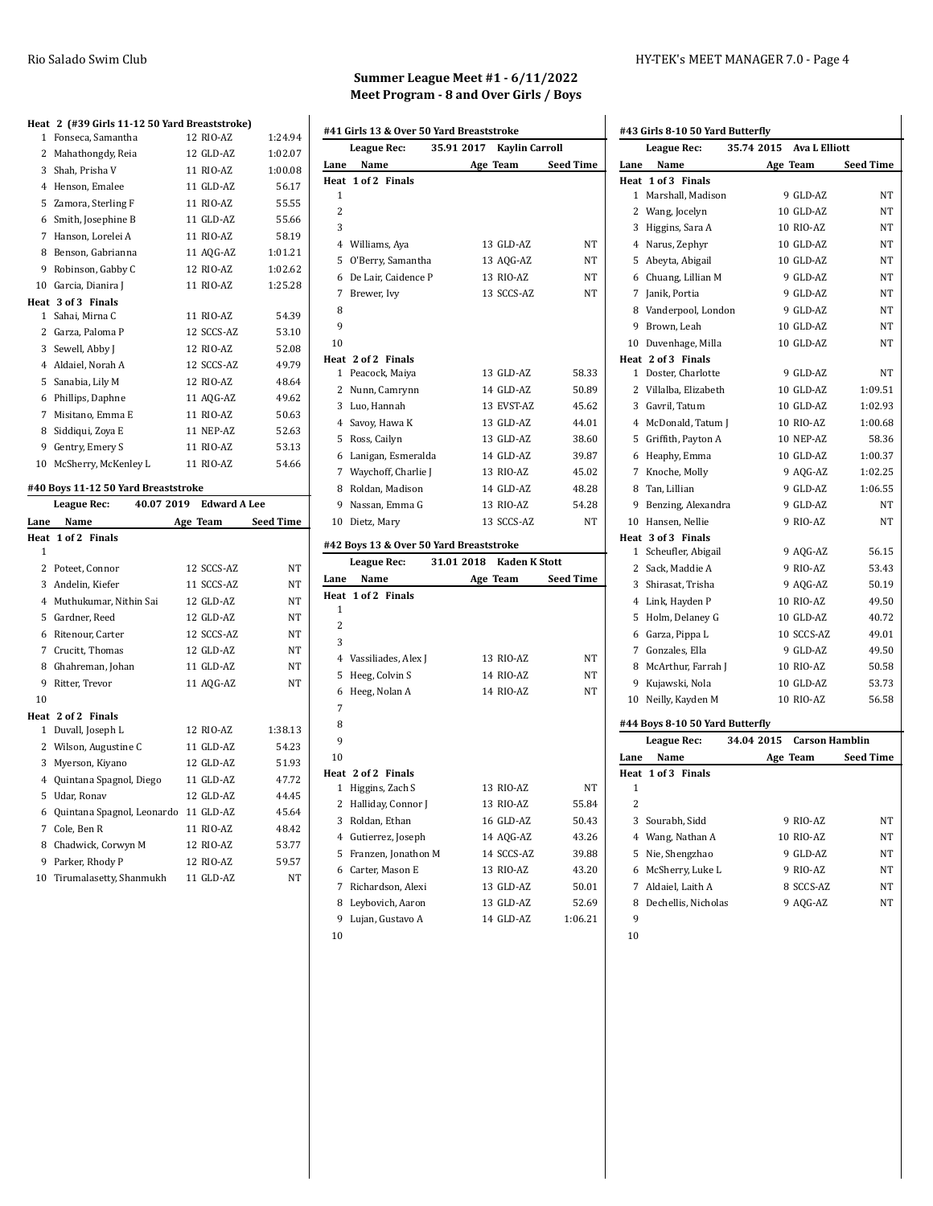## Summer League Meet #1 - 6/11/2022
## Meet Program - 8 and Over Girls / Boys

**Heat 2 (#39 Girls 11-12 50 Yard Breaststroke)**

| Lane | Name | Age | Team | Seed Time |
|---|---|---|---|---|
| 1 | Fonseca, Samantha | 12 | RIO-AZ | 1:24.94 |
| 2 | Mahathongdy, Reia | 12 | GLD-AZ | 1:02.07 |
| 3 | Shah, Prisha V | 11 | RIO-AZ | 1:00.08 |
| 4 | Henson, Emalee | 11 | GLD-AZ | 56.17 |
| 5 | Zamora, Sterling F | 11 | RIO-AZ | 55.55 |
| 6 | Smith, Josephine B | 11 | GLD-AZ | 55.66 |
| 7 | Hanson, Lorelei A | 11 | RIO-AZ | 58.19 |
| 8 | Benson, Gabrianna | 11 | AQG-AZ | 1:01.21 |
| 9 | Robinson, Gabby C | 12 | RIO-AZ | 1:02.62 |
| 10 | Garcia, Dianira J | 11 | RIO-AZ | 1:25.28 |

**Heat 3 of 3 Finals**

| Lane | Name | Age | Team | Seed Time |
|---|---|---|---|---|
| 1 | Sahai, Mirna C | 11 | RIO-AZ | 54.39 |
| 2 | Garza, Paloma P | 12 | SCCS-AZ | 53.10 |
| 3 | Sewell, Abby J | 12 | RIO-AZ | 52.08 |
| 4 | Aldaiel, Norah A | 12 | SCCS-AZ | 49.79 |
| 5 | Sanabia, Lily M | 12 | RIO-AZ | 48.64 |
| 6 | Phillips, Daphne | 11 | AQG-AZ | 49.62 |
| 7 | Misitano, Emma E | 11 | RIO-AZ | 50.63 |
| 8 | Siddiqui, Zoya E | 11 | NEP-AZ | 52.63 |
| 9 | Gentry, Emery S | 11 | RIO-AZ | 53.13 |
| 10 | McSherry, McKenley L | 11 | RIO-AZ | 54.66 |

### #40 Boys 11-12 50 Yard Breaststroke

League Rec: 40.07 2019 Edward A Lee

**Heat 1 of 2 Finals**

| Lane | Name | Age | Team | Seed Time |
|---|---|---|---|---|
| 1 | | | | |
| 2 | Poteet, Connor | 12 | SCCS-AZ | NT |
| 3 | Andelin, Kiefer | 11 | SCCS-AZ | NT |
| 4 | Muthukumar, Nithin Sai | 12 | GLD-AZ | NT |
| 5 | Gardner, Reed | 12 | GLD-AZ | NT |
| 6 | Ritenour, Carter | 12 | SCCS-AZ | NT |
| 7 | Crucitt, Thomas | 12 | GLD-AZ | NT |
| 8 | Ghahreman, Johan | 11 | GLD-AZ | NT |
| 9 | Ritter, Trevor | 11 | AQG-AZ | NT |
| 10 | | | | |

**Heat 2 of 2 Finals**

| Lane | Name | Age | Team | Seed Time |
|---|---|---|---|---|
| 1 | Duvall, Joseph L | 12 | RIO-AZ | 1:38.13 |
| 2 | Wilson, Augustine C | 11 | GLD-AZ | 54.23 |
| 3 | Myerson, Kiyano | 12 | GLD-AZ | 51.93 |
| 4 | Quintana Spagnol, Diego | 11 | GLD-AZ | 47.72 |
| 5 | Udar, Ronav | 12 | GLD-AZ | 44.45 |
| 6 | Quintana Spagnol, Leonardo | 11 | GLD-AZ | 45.64 |
| 7 | Cole, Ben R | 11 | RIO-AZ | 48.42 |
| 8 | Chadwick, Corwyn M | 12 | RIO-AZ | 53.77 |
| 9 | Parker, Rhody P | 12 | RIO-AZ | 59.57 |
| 10 | Tirumalasetty, Shanmukh | 11 | GLD-AZ | NT |

### #41 Girls 13 & Over 50 Yard Breaststroke

League Rec: 35.91 2017 Kaylin Carroll

**Heat 1 of 2 Finals**

| Lane | Name | Age | Team | Seed Time |
|---|---|---|---|---|
| 1 | | | | |
| 2 | | | | |
| 3 | | | | |
| 4 | Williams, Aya | 13 | GLD-AZ | NT |
| 5 | O'Berry, Samantha | 13 | AQG-AZ | NT |
| 6 | De Lair, Caidence P | 13 | RIO-AZ | NT |
| 7 | Brewer, Ivy | 13 | SCCS-AZ | NT |
| 8 | | | | |
| 9 | | | | |
| 10 | | | | |

**Heat 2 of 2 Finals**

| Lane | Name | Age | Team | Seed Time |
|---|---|---|---|---|
| 1 | Peacock, Maiya | 13 | GLD-AZ | 58.33 |
| 2 | Nunn, Camrynn | 14 | GLD-AZ | 50.89 |
| 3 | Luo, Hannah | 13 | EVST-AZ | 45.62 |
| 4 | Savoy, Hawa K | 13 | GLD-AZ | 44.01 |
| 5 | Ross, Cailyn | 13 | GLD-AZ | 38.60 |
| 6 | Lanigan, Esmeralda | 14 | GLD-AZ | 39.87 |
| 7 | Waychoff, Charlie J | 13 | RIO-AZ | 45.02 |
| 8 | Roldan, Madison | 14 | GLD-AZ | 48.28 |
| 9 | Nassan, Emma G | 13 | RIO-AZ | 54.28 |
| 10 | Dietz, Mary | 13 | SCCS-AZ | NT |

### #42 Boys 13 & Over 50 Yard Breaststroke

League Rec: 31.01 2018 Kaden K Stott

**Heat 1 of 2 Finals**

| Lane | Name | Age | Team | Seed Time |
|---|---|---|---|---|
| 1 | | | | |
| 2 | | | | |
| 3 | | | | |
| 4 | Vassiliades, Alex J | 13 | RIO-AZ | NT |
| 5 | Heeg, Colvin S | 14 | RIO-AZ | NT |
| 6 | Heeg, Nolan A | 14 | RIO-AZ | NT |
| 7 | | | | |
| 8 | | | | |
| 9 | | | | |
| 10 | | | | |

**Heat 2 of 2 Finals**

| Lane | Name | Age | Team | Seed Time |
|---|---|---|---|---|
| 1 | Higgins, Zach S | 13 | RIO-AZ | NT |
| 2 | Halliday, Connor J | 13 | RIO-AZ | 55.84 |
| 3 | Roldan, Ethan | 16 | GLD-AZ | 50.43 |
| 4 | Gutierrez, Joseph | 14 | AQG-AZ | 43.26 |
| 5 | Franzen, Jonathon M | 14 | SCCS-AZ | 39.88 |
| 6 | Carter, Mason E | 13 | RIO-AZ | 43.20 |
| 7 | Richardson, Alexi | 13 | GLD-AZ | 50.01 |
| 8 | Leybovich, Aaron | 13 | GLD-AZ | 52.69 |
| 9 | Lujan, Gustavo A | 14 | GLD-AZ | 1:06.21 |
| 10 | | | | |

### #43 Girls 8-10 50 Yard Butterfly

League Rec: 35.74 2015 Ava L Elliott

**Heat 1 of 3 Finals**

| Lane | Name | Age | Team | Seed Time |
|---|---|---|---|---|
| 1 | Marshall, Madison | 9 | GLD-AZ | NT |
| 2 | Wang, Jocelyn | 10 | GLD-AZ | NT |
| 3 | Higgins, Sara A | 10 | RIO-AZ | NT |
| 4 | Narus, Zephyr | 10 | GLD-AZ | NT |
| 5 | Abeyta, Abigail | 10 | GLD-AZ | NT |
| 6 | Chuang, Lillian M | 9 | GLD-AZ | NT |
| 7 | Janik, Portia | 9 | GLD-AZ | NT |
| 8 | Vanderpool, London | 9 | GLD-AZ | NT |
| 9 | Brown, Leah | 10 | GLD-AZ | NT |
| 10 | Duvenhage, Milla | 10 | GLD-AZ | NT |

**Heat 2 of 3 Finals**

| Lane | Name | Age | Team | Seed Time |
|---|---|---|---|---|
| 1 | Doster, Charlotte | 9 | GLD-AZ | NT |
| 2 | Villalba, Elizabeth | 10 | GLD-AZ | 1:09.51 |
| 3 | Gavril, Tatum | 10 | GLD-AZ | 1:02.93 |
| 4 | McDonald, Tatum J | 10 | RIO-AZ | 1:00.68 |
| 5 | Griffith, Payton A | 10 | NEP-AZ | 58.36 |
| 6 | Heaphy, Emma | 10 | GLD-AZ | 1:00.37 |
| 7 | Knoche, Molly | 9 | AQG-AZ | 1:02.25 |
| 8 | Tan, Lillian | 9 | GLD-AZ | 1:06.55 |
| 9 | Benzing, Alexandra | 9 | GLD-AZ | NT |
| 10 | Hansen, Nellie | 9 | RIO-AZ | NT |

**Heat 3 of 3 Finals**

| Lane | Name | Age | Team | Seed Time |
|---|---|---|---|---|
| 1 | Scheufler, Abigail | 9 | AQG-AZ | 56.15 |
| 2 | Sack, Maddie A | 9 | RIO-AZ | 53.43 |
| 3 | Shirasat, Trisha | 9 | AQG-AZ | 50.19 |
| 4 | Link, Hayden P | 10 | RIO-AZ | 49.50 |
| 5 | Holm, Delaney G | 10 | GLD-AZ | 40.72 |
| 6 | Garza, Pippa L | 10 | SCCS-AZ | 49.01 |
| 7 | Gonzales, Ella | 9 | GLD-AZ | 49.50 |
| 8 | McArthur, Farrah J | 10 | RIO-AZ | 50.58 |
| 9 | Kujawski, Nola | 10 | GLD-AZ | 53.73 |
| 10 | Neilly, Kayden M | 10 | RIO-AZ | 56.58 |

### #44 Boys 8-10 50 Yard Butterfly

League Rec: 34.04 2015 Carson Hamblin

**Heat 1 of 3 Finals**

| Lane | Name | Age | Team | Seed Time |
|---|---|---|---|---|
| 1 | | | | |
| 2 | | | | |
| 3 | Sourabh, Sidd | 9 | RIO-AZ | NT |
| 4 | Wang, Nathan A | 10 | RIO-AZ | NT |
| 5 | Nie, Shengzhao | 9 | GLD-AZ | NT |
| 6 | McSherry, Luke L | 9 | RIO-AZ | NT |
| 7 | Aldaiel, Laith A | 8 | SCCS-AZ | NT |
| 8 | Dechellis, Nicholas | 9 | AQG-AZ | NT |
| 9 | | | | |
| 10 | | | | |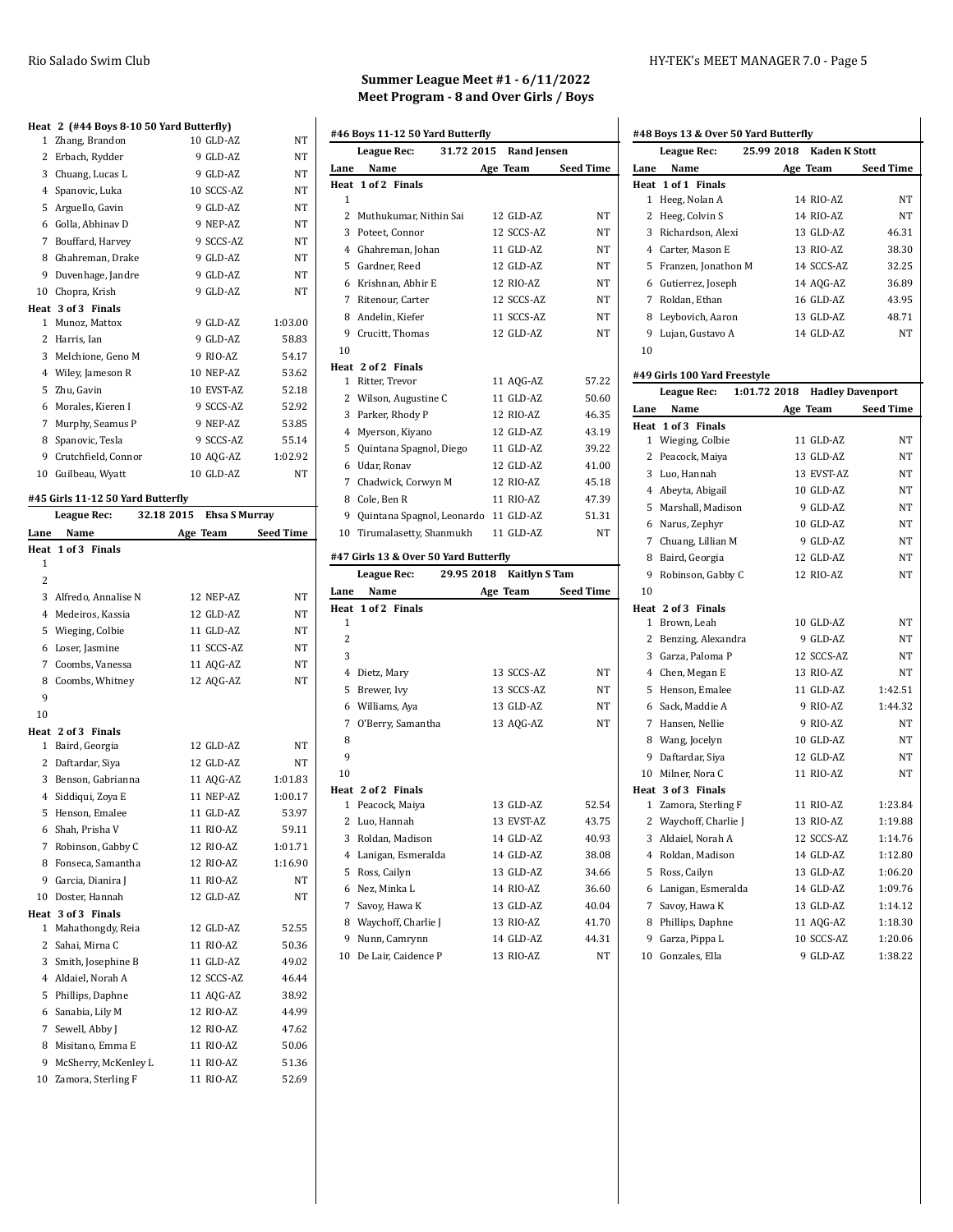## Summer League Meet #1 - 6/11/2022
## Meet Program - 8 and Over Girls / Boys

**Heat 2 (#44 Boys 8-10 50 Yard Butterfly)**

| Lane | Name | Age | Team | Seed Time |
|---|---|---|---|---|
| 1 | Zhang, Brandon | 10 | GLD-AZ | NT |
| 2 | Erbach, Rydder | 9 | GLD-AZ | NT |
| 3 | Chuang, Lucas L | 9 | GLD-AZ | NT |
| 4 | Spanovic, Luka | 10 | SCCS-AZ | NT |
| 5 | Arguello, Gavin | 9 | GLD-AZ | NT |
| 6 | Golla, Abhinav D | 9 | NEP-AZ | NT |
| 7 | Bouffard, Harvey | 9 | SCCS-AZ | NT |
| 8 | Ghahreman, Drake | 9 | GLD-AZ | NT |
| 9 | Duvenhage, Jandre | 9 | GLD-AZ | NT |
| 10 | Chopra, Krish | 9 | GLD-AZ | NT |
| **Heat 3 of 3 Finals** | | | | |
| 1 | Munoz, Mattox | 9 | GLD-AZ | 1:03.00 |
| 2 | Harris, Ian | 9 | GLD-AZ | 58.83 |
| 3 | Melchione, Geno M | 9 | RIO-AZ | 54.17 |
| 4 | Wiley, Jameson R | 10 | NEP-AZ | 53.62 |
| 5 | Zhu, Gavin | 10 | EVST-AZ | 52.18 |
| 6 | Morales, Kieren I | 9 | SCCS-AZ | 52.92 |
| 7 | Murphy, Seamus P | 9 | NEP-AZ | 53.85 |
| 8 | Spanovic, Tesla | 9 | SCCS-AZ | 55.14 |
| 9 | Crutchfield, Connor | 10 | AQG-AZ | 1:02.92 |
| 10 | Guilbeau, Wyatt | 10 | GLD-AZ | NT |

**#45 Girls 11-12 50 Yard Butterfly**

League Rec: 32.18 2015 Ehsa S Murray

| Lane | Name | Age | Team | Seed Time |
|---|---|---|---|---|
| **Heat 1 of 3 Finals** | | | | |
| 1 | | | | |
| 2 | | | | |
| 3 | Alfredo, Annalise N | 12 | NEP-AZ | NT |
| 4 | Medeiros, Kassia | 12 | GLD-AZ | NT |
| 5 | Wieging, Colbie | 11 | GLD-AZ | NT |
| 6 | Loser, Jasmine | 11 | SCCS-AZ | NT |
| 7 | Coombs, Vanessa | 11 | AQG-AZ | NT |
| 8 | Coombs, Whitney | 12 | AQG-AZ | NT |
| 9 | | | | |
| 10 | | | | |
| **Heat 2 of 3 Finals** | | | | |
| 1 | Baird, Georgia | 12 | GLD-AZ | NT |
| 2 | Daftardar, Siya | 12 | GLD-AZ | NT |
| 3 | Benson, Gabrianna | 11 | AQG-AZ | 1:01.83 |
| 4 | Siddiqui, Zoya E | 11 | NEP-AZ | 1:00.17 |
| 5 | Henson, Emalee | 11 | GLD-AZ | 53.97 |
| 6 | Shah, Prisha V | 11 | RIO-AZ | 59.11 |
| 7 | Robinson, Gabby C | 12 | RIO-AZ | 1:01.71 |
| 8 | Fonseca, Samantha | 12 | RIO-AZ | 1:16.90 |
| 9 | Garcia, Dianira J | 11 | RIO-AZ | NT |
| 10 | Doster, Hannah | 12 | GLD-AZ | NT |
| **Heat 3 of 3 Finals** | | | | |
| 1 | Mahathongdy, Reia | 12 | GLD-AZ | 52.55 |
| 2 | Sahai, Mirna C | 11 | RIO-AZ | 50.36 |
| 3 | Smith, Josephine B | 11 | GLD-AZ | 49.02 |
| 4 | Aldaiel, Norah A | 12 | SCCS-AZ | 46.44 |
| 5 | Phillips, Daphne | 11 | AQG-AZ | 38.92 |
| 6 | Sanabia, Lily M | 12 | RIO-AZ | 44.99 |
| 7 | Sewell, Abby J | 12 | RIO-AZ | 47.62 |
| 8 | Misitano, Emma E | 11 | RIO-AZ | 50.06 |
| 9 | McSherry, McKenley L | 11 | RIO-AZ | 51.36 |
| 10 | Zamora, Sterling F | 11 | RIO-AZ | 52.69 |

**#46 Boys 11-12 50 Yard Butterfly**

League Rec: 31.72 2015 Rand Jensen

| Lane | Name | Age | Team | Seed Time |
|---|---|---|---|---|
| **Heat 1 of 2 Finals** | | | | |
| 1 | | | | |
| 2 | Muthukumar, Nithin Sai | 12 | GLD-AZ | NT |
| 3 | Poteet, Connor | 12 | SCCS-AZ | NT |
| 4 | Ghahreman, Johan | 11 | GLD-AZ | NT |
| 5 | Gardner, Reed | 12 | GLD-AZ | NT |
| 6 | Krishnan, Abhir E | 12 | RIO-AZ | NT |
| 7 | Ritenour, Carter | 12 | SCCS-AZ | NT |
| 8 | Andelin, Kiefer | 11 | SCCS-AZ | NT |
| 9 | Crucitt, Thomas | 12 | GLD-AZ | NT |
| 10 | | | | |
| **Heat 2 of 2 Finals** | | | | |
| 1 | Ritter, Trevor | 11 | AQG-AZ | 57.22 |
| 2 | Wilson, Augustine C | 11 | GLD-AZ | 50.60 |
| 3 | Parker, Rhody P | 12 | RIO-AZ | 46.35 |
| 4 | Myerson, Kiyano | 12 | GLD-AZ | 43.19 |
| 5 | Quintana Spagnol, Diego | 11 | GLD-AZ | 39.22 |
| 6 | Udar, Ronav | 12 | GLD-AZ | 41.00 |
| 7 | Chadwick, Corwyn M | 12 | RIO-AZ | 45.18 |
| 8 | Cole, Ben R | 11 | RIO-AZ | 47.39 |
| 9 | Quintana Spagnol, Leonardo | 11 | GLD-AZ | 51.31 |
| 10 | Tirumalasetty, Shanmukh | 11 | GLD-AZ | NT |

**#47 Girls 13 & Over 50 Yard Butterfly**

League Rec: 29.95 2018 Kaitlyn S Tam

| Lane | Name | Age | Team | Seed Time |
|---|---|---|---|---|
| **Heat 1 of 2 Finals** | | | | |
| 1 | | | | |
| 2 | | | | |
| 3 | | | | |
| 4 | Dietz, Mary | 13 | SCCS-AZ | NT |
| 5 | Brewer, Ivy | 13 | SCCS-AZ | NT |
| 6 | Williams, Aya | 13 | GLD-AZ | NT |
| 7 | O'Berry, Samantha | 13 | AQG-AZ | NT |
| 8 | | | | |
| 9 | | | | |
| 10 | | | | |
| **Heat 2 of 2 Finals** | | | | |
| 1 | Peacock, Maiya | 13 | GLD-AZ | 52.54 |
| 2 | Luo, Hannah | 13 | EVST-AZ | 43.75 |
| 3 | Roldan, Madison | 14 | GLD-AZ | 40.93 |
| 4 | Lanigan, Esmeralda | 14 | GLD-AZ | 38.08 |
| 5 | Ross, Cailyn | 13 | GLD-AZ | 34.66 |
| 6 | Nez, Minka L | 14 | RIO-AZ | 36.60 |
| 7 | Savoy, Hawa K | 13 | GLD-AZ | 40.04 |
| 8 | Waychoff, Charlie J | 13 | RIO-AZ | 41.70 |
| 9 | Nunn, Camrynn | 14 | GLD-AZ | 44.31 |
| 10 | De Lair, Caidence P | 13 | RIO-AZ | NT |

**#48 Boys 13 & Over 50 Yard Butterfly**

League Rec: 25.99 2018 Kaden K Stott

| Lane | Name | Age | Team | Seed Time |
|---|---|---|---|---|
| **Heat 1 of 1 Finals** | | | | |
| 1 | Heeg, Nolan A | 14 | RIO-AZ | NT |
| 2 | Heeg, Colvin S | 14 | RIO-AZ | NT |
| 3 | Richardson, Alexi | 13 | GLD-AZ | 46.31 |
| 4 | Carter, Mason E | 13 | RIO-AZ | 38.30 |
| 5 | Franzen, Jonathon M | 14 | SCCS-AZ | 32.25 |
| 6 | Gutierrez, Joseph | 14 | AQG-AZ | 36.89 |
| 7 | Roldan, Ethan | 16 | GLD-AZ | 43.95 |
| 8 | Leybovich, Aaron | 13 | GLD-AZ | 48.71 |
| 9 | Lujan, Gustavo A | 14 | GLD-AZ | NT |
| 10 | | | | |

**#49 Girls 100 Yard Freestyle**

League Rec: 1:01.72 2018 Hadley Davenport

| Lane | Name | Age | Team | Seed Time |
|---|---|---|---|---|
| **Heat 1 of 3 Finals** | | | | |
| 1 | Wieging, Colbie | 11 | GLD-AZ | NT |
| 2 | Peacock, Maiya | 13 | GLD-AZ | NT |
| 3 | Luo, Hannah | 13 | EVST-AZ | NT |
| 4 | Abeyta, Abigail | 10 | GLD-AZ | NT |
| 5 | Marshall, Madison | 9 | GLD-AZ | NT |
| 6 | Narus, Zephyr | 10 | GLD-AZ | NT |
| 7 | Chuang, Lillian M | 9 | GLD-AZ | NT |
| 8 | Baird, Georgia | 12 | GLD-AZ | NT |
| 9 | Robinson, Gabby C | 12 | RIO-AZ | NT |
| 10 | | | | |
| **Heat 2 of 3 Finals** | | | | |
| 1 | Brown, Leah | 10 | GLD-AZ | NT |
| 2 | Benzing, Alexandra | 9 | GLD-AZ | NT |
| 3 | Garza, Paloma P | 12 | SCCS-AZ | NT |
| 4 | Chen, Megan E | 13 | RIO-AZ | NT |
| 5 | Henson, Emalee | 11 | GLD-AZ | 1:42.51 |
| 6 | Sack, Maddie A | 9 | RIO-AZ | 1:44.32 |
| 7 | Hansen, Nellie | 9 | RIO-AZ | NT |
| 8 | Wang, Jocelyn | 10 | GLD-AZ | NT |
| 9 | Daftardar, Siya | 12 | GLD-AZ | NT |
| 10 | Milner, Nora C | 11 | RIO-AZ | NT |
| **Heat 3 of 3 Finals** | | | | |
| 1 | Zamora, Sterling F | 11 | RIO-AZ | 1:23.84 |
| 2 | Waychoff, Charlie J | 13 | RIO-AZ | 1:19.88 |
| 3 | Aldaiel, Norah A | 12 | SCCS-AZ | 1:14.76 |
| 4 | Roldan, Madison | 14 | GLD-AZ | 1:12.80 |
| 5 | Ross, Cailyn | 13 | GLD-AZ | 1:06.20 |
| 6 | Lanigan, Esmeralda | 14 | GLD-AZ | 1:09.76 |
| 7 | Savoy, Hawa K | 13 | GLD-AZ | 1:14.12 |
| 8 | Phillips, Daphne | 11 | AQG-AZ | 1:18.30 |
| 9 | Garza, Pippa L | 10 | SCCS-AZ | 1:20.06 |
| 10 | Gonzales, Ella | 9 | GLD-AZ | 1:38.22 |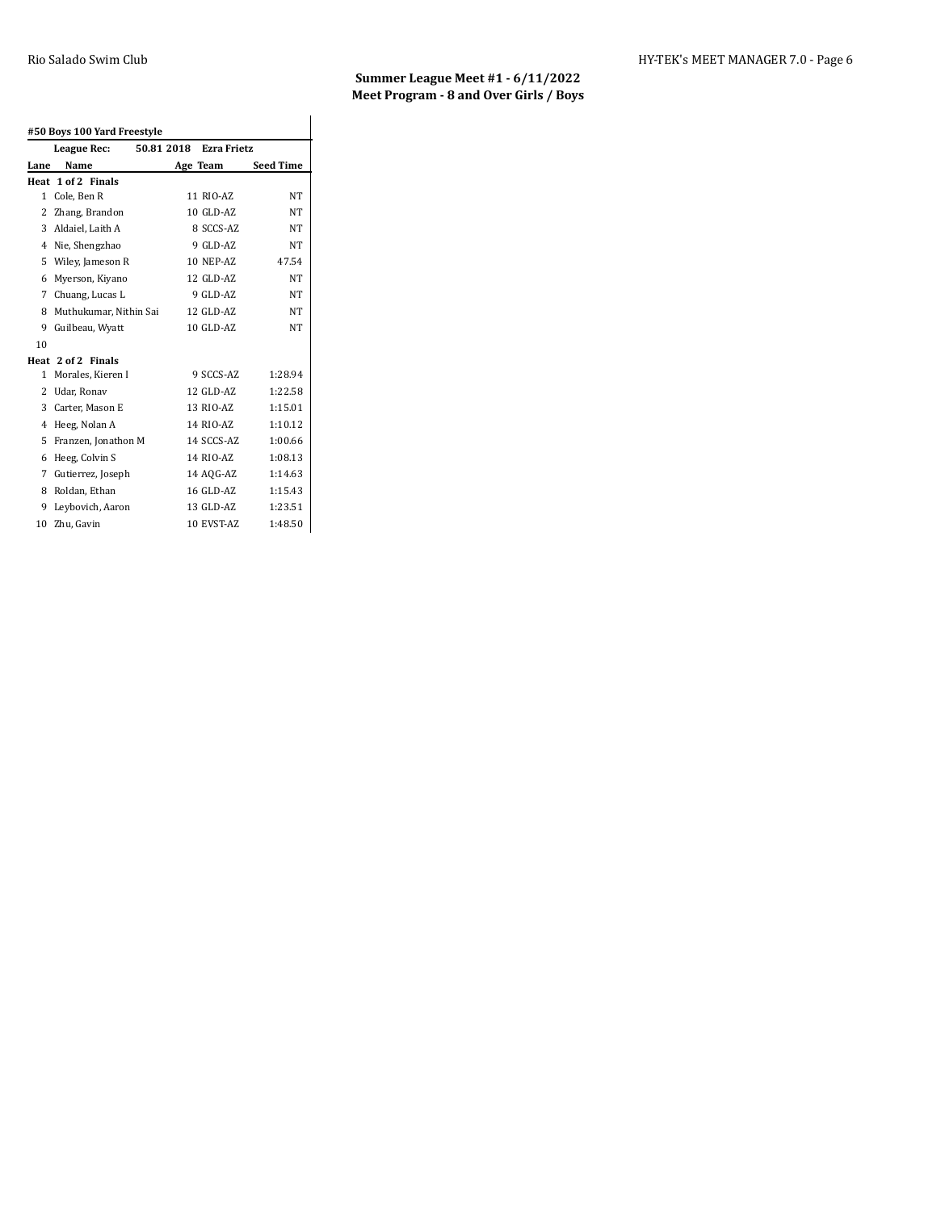## Summer League Meet #1 - 6/11/2022
## Meet Program - 8 and Over Girls / Boys

### #50 Boys 100 Yard Freestyle

League Rec: 50.81 2018 Ezra Frietz

| Lane | Name | Age | Team | Seed Time |
|---|---|---|---|---|
| **Heat 1 of 2 Finals** | | | | |
| 1 | Cole, Ben R | 11 | RIO-AZ | NT |
| 2 | Zhang, Brandon | 10 | GLD-AZ | NT |
| 3 | Aldaiel, Laith A | 8 | SCCS-AZ | NT |
| 4 | Nie, Shengzhao | 9 | GLD-AZ | NT |
| 5 | Wiley, Jameson R | 10 | NEP-AZ | 47.54 |
| 6 | Myerson, Kiyano | 12 | GLD-AZ | NT |
| 7 | Chuang, Lucas L | 9 | GLD-AZ | NT |
| 8 | Muthukumar, Nithin Sai | 12 | GLD-AZ | NT |
| 9 | Guilbeau, Wyatt | 10 | GLD-AZ | NT |
| 10 | | | | |
| **Heat 2 of 2 Finals** | | | | |
| 1 | Morales, Kieren I | 9 | SCCS-AZ | 1:28.94 |
| 2 | Udar, Ronav | 12 | GLD-AZ | 1:22.58 |
| 3 | Carter, Mason E | 13 | RIO-AZ | 1:15.01 |
| 4 | Heeg, Nolan A | 14 | RIO-AZ | 1:10.12 |
| 5 | Franzen, Jonathon M | 14 | SCCS-AZ | 1:00.66 |
| 6 | Heeg, Colvin S | 14 | RIO-AZ | 1:08.13 |
| 7 | Gutierrez, Joseph | 14 | AQG-AZ | 1:14.63 |
| 8 | Roldan, Ethan | 16 | GLD-AZ | 1:15.43 |
| 9 | Leybovich, Aaron | 13 | GLD-AZ | 1:23.51 |
| 10 | Zhu, Gavin | 10 | EVST-AZ | 1:48.50 |